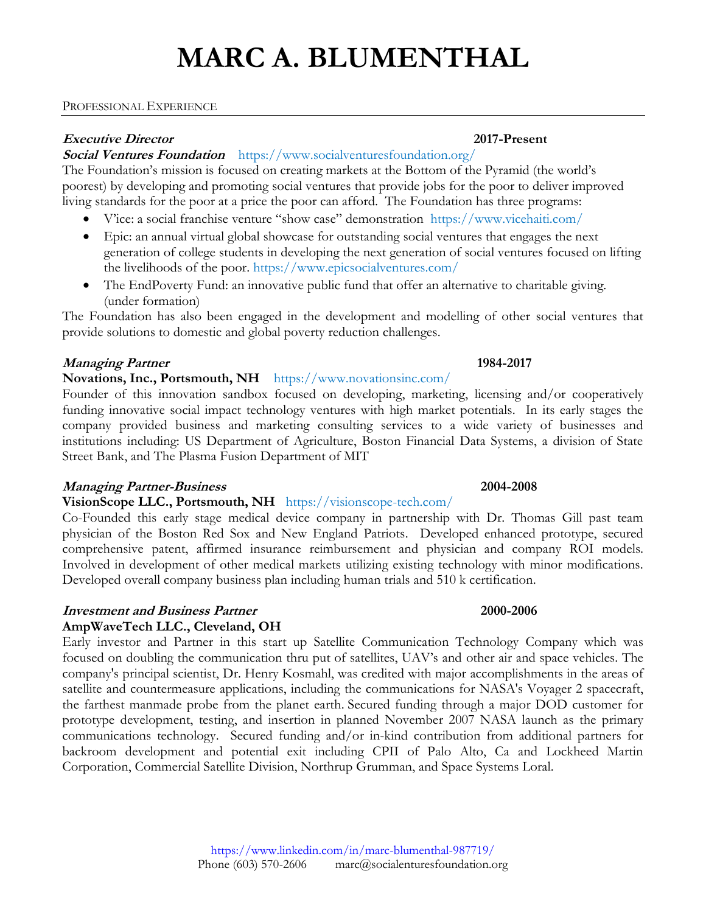# MARC A. BLUMENTHAL

## PROFESSIONAL EXPERIENCE

***Executive Director*** **2017-Present**

***Social Ventures Foundation*** https://www.socialventuresfoundation.org/

The Foundation's mission is focused on creating markets at the Bottom of the Pyramid (the world's poorest) by developing and promoting social ventures that provide jobs for the poor to deliver improved living standards for the poor at a price the poor can afford. The Foundation has three programs:

- V'ice: a social franchise venture "show case" demonstration https://www.vicehaiti.com/
- Epic: an annual virtual global showcase for outstanding social ventures that engages the next generation of college students in developing the next generation of social ventures focused on lifting the livelihoods of the poor. https://www.epicsocialventures.com/
- The EndPoverty Fund: an innovative public fund that offer an alternative to charitable giving. (under formation)

The Foundation has also been engaged in the development and modelling of other social ventures that provide solutions to domestic and global poverty reduction challenges.

***Managing Partner*** **1984-2017**

**Novations, Inc., Portsmouth, NH** https://www.novationsinc.com/

Founder of this innovation sandbox focused on developing, marketing, licensing and/or cooperatively funding innovative social impact technology ventures with high market potentials. In its early stages the company provided business and marketing consulting services to a wide variety of businesses and institutions including: US Department of Agriculture, Boston Financial Data Systems, a division of State Street Bank, and The Plasma Fusion Department of MIT

***Managing Partner-Business*** **2004-2008**

**VisionScope LLC., Portsmouth, NH** https://visionscope-tech.com/

Co-Founded this early stage medical device company in partnership with Dr. Thomas Gill past team physician of the Boston Red Sox and New England Patriots. Developed enhanced prototype, secured comprehensive patent, affirmed insurance reimbursement and physician and company ROI models. Involved in development of other medical markets utilizing existing technology with minor modifications. Developed overall company business plan including human trials and 510 k certification.

***Investment and Business Partner*** **2000-2006**

**AmpWaveTech LLC., Cleveland, OH**

Early investor and Partner in this start up Satellite Communication Technology Company which was focused on doubling the communication thru put of satellites, UAV's and other air and space vehicles. The company's principal scientist, Dr. Henry Kosmahl, was credited with major accomplishments in the areas of satellite and countermeasure applications, including the communications for NASA's Voyager 2 spacecraft, the farthest manmade probe from the planet earth. Secured funding through a major DOD customer for prototype development, testing, and insertion in planned November 2007 NASA launch as the primary communications technology. Secured funding and/or in-kind contribution from additional partners for backroom development and potential exit including CPII of Palo Alto, Ca and Lockheed Martin Corporation, Commercial Satellite Division, Northrup Grumman, and Space Systems Loral.

https://www.linkedin.com/in/marc-blumenthal-987719/
Phone (603) 570-2606 marc@socialenturesfoundation.org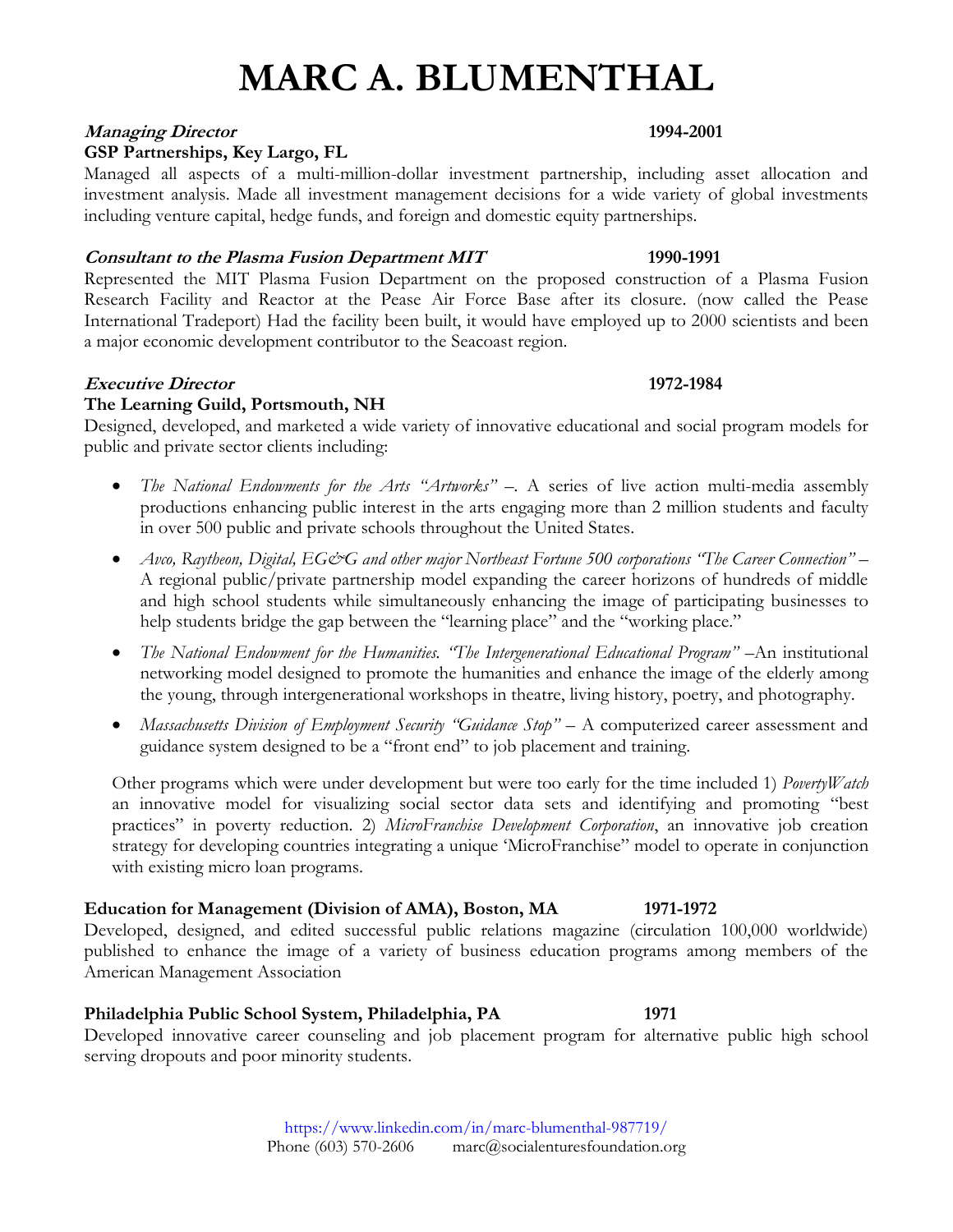# MARC A. BLUMENTHAL

***Managing Director*** **1994-2001**
**GSP Partnerships, Key Largo, FL**
Managed all aspects of a multi-million-dollar investment partnership, including asset allocation and investment analysis. Made all investment management decisions for a wide variety of global investments including venture capital, hedge funds, and foreign and domestic equity partnerships.

***Consultant to the Plasma Fusion Department MIT*** **1990-1991**
Represented the MIT Plasma Fusion Department on the proposed construction of a Plasma Fusion Research Facility and Reactor at the Pease Air Force Base after its closure. (now called the Pease International Tradeport) Had the facility been built, it would have employed up to 2000 scientists and been a major economic development contributor to the Seacoast region.

***Executive Director*** **1972-1984**
**The Learning Guild, Portsmouth, NH**
Designed, developed, and marketed a wide variety of innovative educational and social program models for public and private sector clients including:

- *The National Endowments for the Arts "Artworks"* –. A series of live action multi-media assembly productions enhancing public interest in the arts engaging more than 2 million students and faculty in over 500 public and private schools throughout the United States.
- *Avco, Raytheon, Digital, EG&G and other major Northeast Fortune 500 corporations "The Career Connection"* – A regional public/private partnership model expanding the career horizons of hundreds of middle and high school students while simultaneously enhancing the image of participating businesses to help students bridge the gap between the "learning place" and the "working place."
- *The National Endowment for the Humanities. "The Intergenerational Educational Program"* –An institutional networking model designed to promote the humanities and enhance the image of the elderly among the young, through intergenerational workshops in theatre, living history, poetry, and photography.
- *Massachusetts Division of Employment Security "Guidance Stop"* – A computerized career assessment and guidance system designed to be a "front end" to job placement and training.

Other programs which were under development but were too early for the time included 1) *PovertyWatch* an innovative model for visualizing social sector data sets and identifying and promoting "best practices" in poverty reduction. 2) *MicroFranchise Development Corporation*, an innovative job creation strategy for developing countries integrating a unique 'MicroFranchise" model to operate in conjunction with existing micro loan programs.

**Education for Management (Division of AMA), Boston, MA** **1971-1972**
Developed, designed, and edited successful public relations magazine (circulation 100,000 worldwide) published to enhance the image of a variety of business education programs among members of the American Management Association

**Philadelphia Public School System, Philadelphia, PA** **1971**
Developed innovative career counseling and job placement program for alternative public high school serving dropouts and poor minority students.

https://www.linkedin.com/in/marc-blumenthal-987719/
Phone (603) 570-2606 marc@socialenturesfoundation.org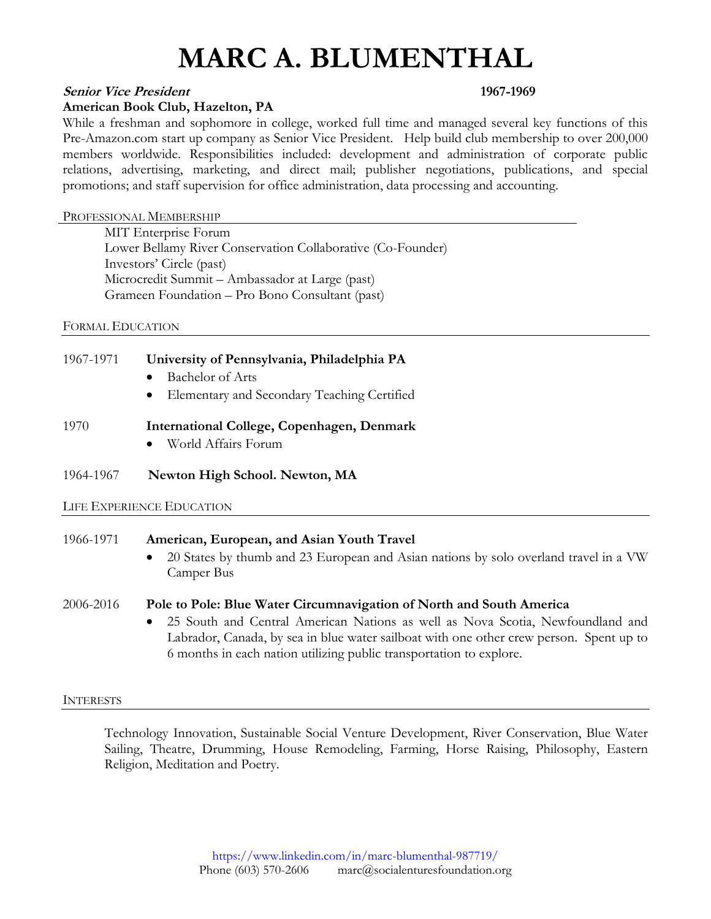# MARC A. BLUMENTHAL

***Senior Vice President*** **1967-1969**

**American Book Club, Hazelton, PA**

While a freshman and sophomore in college, worked full time and managed several key functions of this Pre-Amazon.com start up company as Senior Vice President. Help build club membership to over 200,000 members worldwide. Responsibilities included: development and administration of corporate public relations, advertising, marketing, and direct mail; publisher negotiations, publications, and special promotions; and staff supervision for office administration, data processing and accounting.

## Professional Membership

MIT Enterprise Forum
Lower Bellamy River Conservation Collaborative (Co-Founder)
Investors' Circle (past)
Microcredit Summit – Ambassador at Large (past)
Grameen Foundation – Pro Bono Consultant (past)

## Formal Education

1967-1971 **University of Pennsylvania, Philadelphia PA**

- Bachelor of Arts
- Elementary and Secondary Teaching Certified

1970 **International College, Copenhagen, Denmark**

- World Affairs Forum

1964-1967 **Newton High School. Newton, MA**

## Life Experience Education

1966-1971 **American, European, and Asian Youth Travel**

- 20 States by thumb and 23 European and Asian nations by solo overland travel in a VW Camper Bus

2006-2016 **Pole to Pole: Blue Water Circumnavigation of North and South America**

- 25 South and Central American Nations as well as Nova Scotia, Newfoundland and Labrador, Canada, by sea in blue water sailboat with one other crew person. Spent up to 6 months in each nation utilizing public transportation to explore.

## Interests

Technology Innovation, Sustainable Social Venture Development, River Conservation, Blue Water Sailing, Theatre, Drumming, House Remodeling, Farming, Horse Raising, Philosophy, Eastern Religion, Meditation and Poetry.

https://www.linkedin.com/in/marc-blumenthal-987719/
Phone (603) 570-2606 marc@socialenturesfoundation.org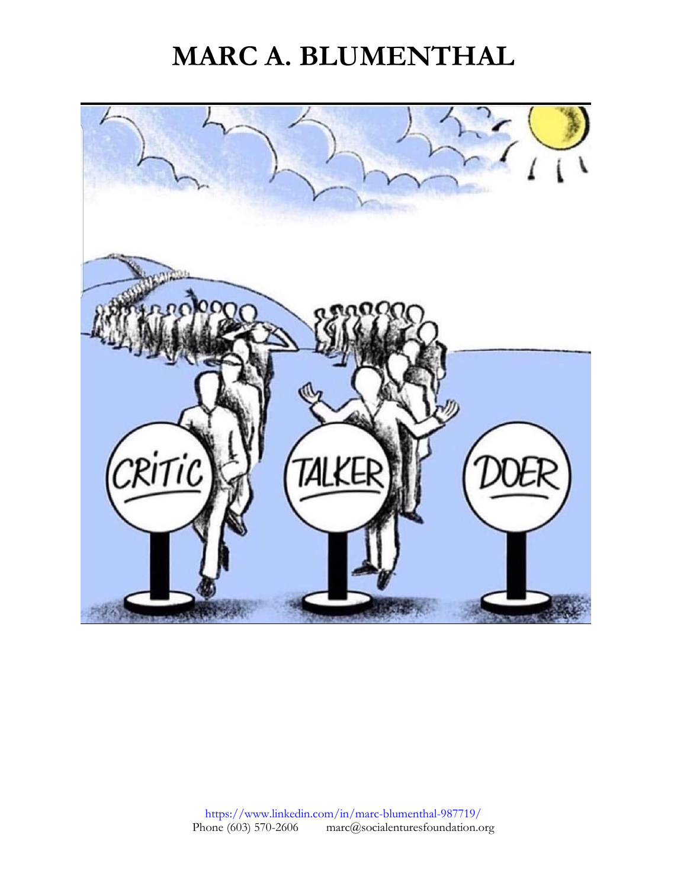# MARC A. BLUMENTHAL

https://www.linkedin.com/in/marc-blumenthal-987719/
Phone (603) 570-2606 marc@socialenturesfoundation.org